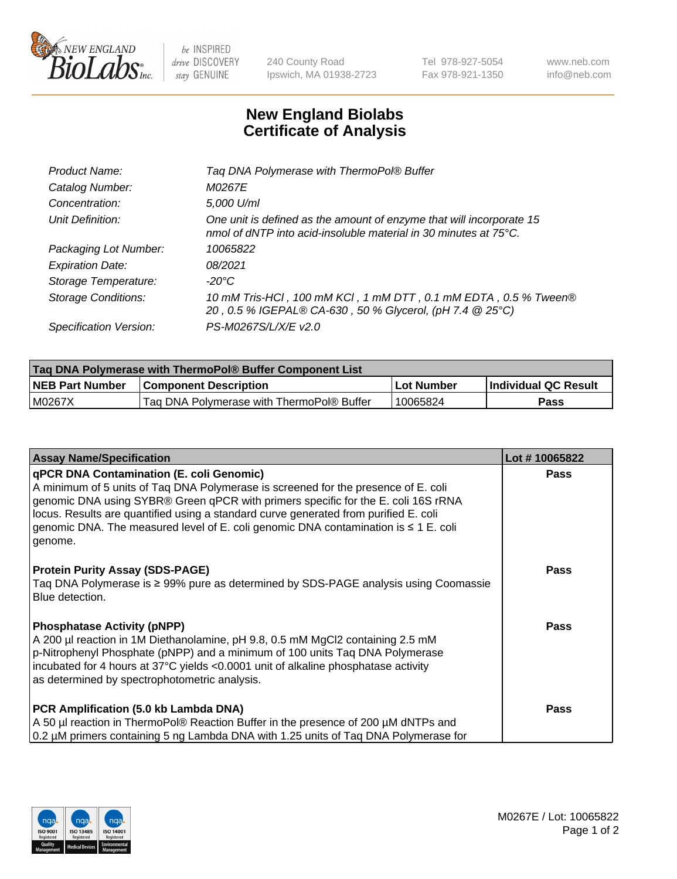# New England Biolabs
## Certificate of Analysis

| | |
|---|---|
| *Product Name:* | *Taq DNA Polymerase with ThermoPol® Buffer* |
| *Catalog Number:* | *M0267E* |
| *Concentration:* | *5,000 U/ml* |
| *Unit Definition:* | *One unit is defined as the amount of enzyme that will incorporate 15 nmol of dNTP into acid-insoluble material in 30 minutes at 75°C.* |
| *Packaging Lot Number:* | *10065822* |
| *Expiration Date:* | *08/2021* |
| *Storage Temperature:* | *-20°C* |
| *Storage Conditions:* | *10 mM Tris-HCl , 100 mM KCl , 1 mM DTT , 0.1 mM EDTA , 0.5 % Tween® 20 , 0.5 % IGEPAL® CA-630 , 50 % Glycerol, (pH 7.4 @ 25°C)* |
| *Specification Version:* | *PS-M0267S/L/X/E v2.0* |

| Taq DNA Polymerase with ThermoPol® Buffer Component List | | | |
|---|---|---|---|
| **NEB Part Number** | **Component Description** | **Lot Number** | **Individual QC Result** |
| M0267X | Taq DNA Polymerase with ThermoPol® Buffer | 10065824 | **Pass** |

| Assay Name/Specification | Lot # 10065822 |
|---|---|
| **qPCR DNA Contamination (E. coli Genomic)**<br>A minimum of 5 units of Taq DNA Polymerase is screened for the presence of E. coli genomic DNA using SYBR® Green qPCR with primers specific for the E. coli 16S rRNA locus. Results are quantified using a standard curve generated from purified E. coli genomic DNA. The measured level of E. coli genomic DNA contamination is ≤ 1 E. coli genome. | **Pass** |
| **Protein Purity Assay (SDS-PAGE)**<br>Taq DNA Polymerase is ≥ 99% pure as determined by SDS-PAGE analysis using Coomassie Blue detection. | **Pass** |
| **Phosphatase Activity (pNPP)**<br>A 200 µl reaction in 1M Diethanolamine, pH 9.8, 0.5 mM $MgCl_2$ containing 2.5 mM p-Nitrophenyl Phosphate (pNPP) and a minimum of 100 units Taq DNA Polymerase incubated for 4 hours at 37°C yields <0.0001 unit of alkaline phosphatase activity as determined by spectrophotometric analysis. | **Pass** |
| **PCR Amplification (5.0 kb Lambda DNA)**<br>A 50 µl reaction in ThermoPol® Reaction Buffer in the presence of 200 µM dNTPs and 0.2 µM primers containing 5 ng Lambda DNA with 1.25 units of Taq DNA Polymerase for | **Pass** |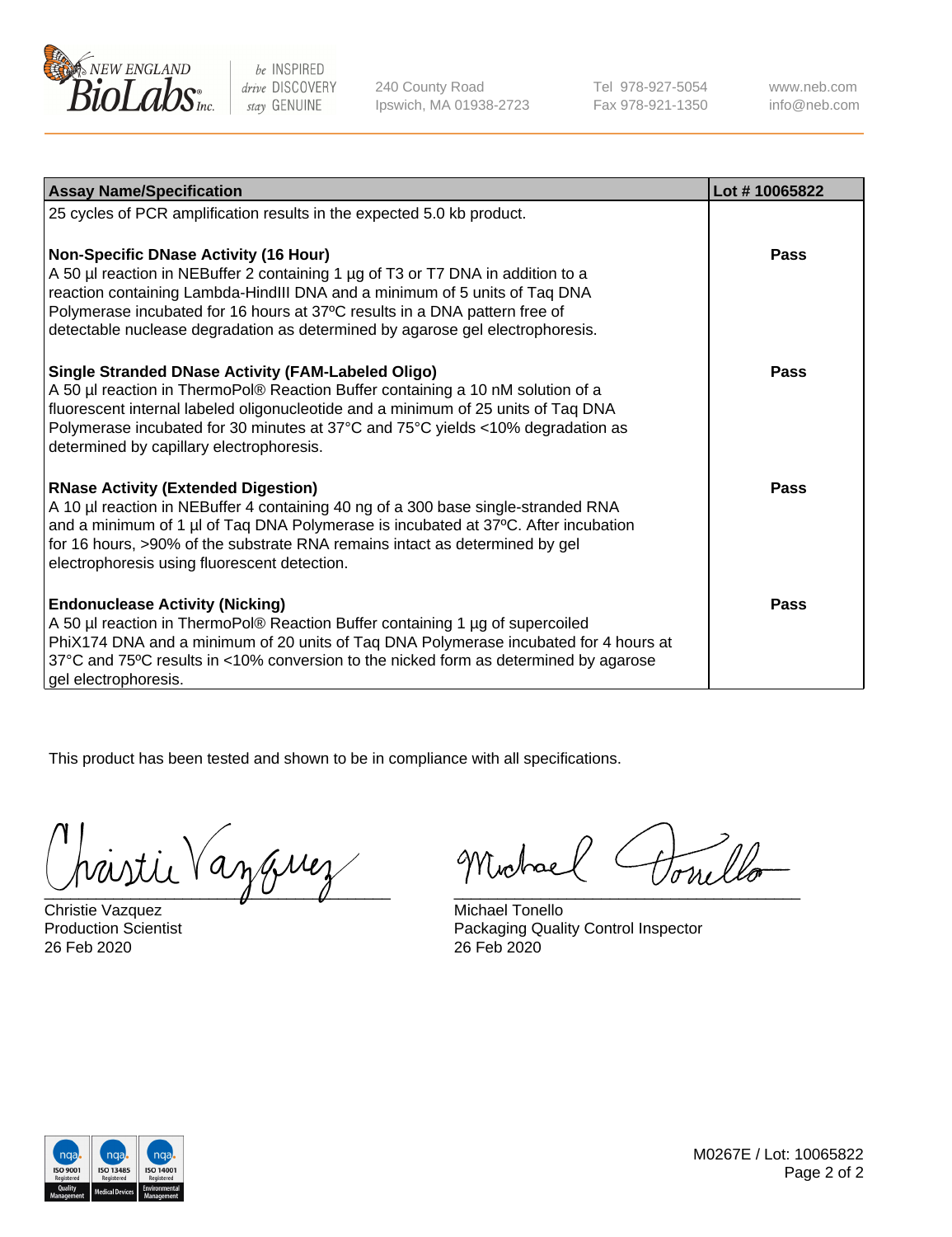| Assay Name/Specification | Lot # 10065822 |
| --- | --- |
| 25 cycles of PCR amplification results in the expected 5.0 kb product. | |
| **Non-Specific DNase Activity (16 Hour)**<br>A 50 µl reaction in NEBuffer 2 containing 1 µg of T3 or T7 DNA in addition to a reaction containing Lambda-HindIII DNA and a minimum of 5 units of Taq DNA Polymerase incubated for 16 hours at 37ºC results in a DNA pattern free of detectable nuclease degradation as determined by agarose gel electrophoresis. | Pass |
| **Single Stranded DNase Activity (FAM-Labeled Oligo)**<br>A 50 µl reaction in ThermoPol® Reaction Buffer containing a 10 nM solution of a fluorescent internal labeled oligonucleotide and a minimum of 25 units of Taq DNA Polymerase incubated for 30 minutes at 37°C and 75°C yields <10% degradation as determined by capillary electrophoresis. | Pass |
| **RNase Activity (Extended Digestion)**<br>A 10 µl reaction in NEBuffer 4 containing 40 ng of a 300 base single-stranded RNA and a minimum of 1 µl of Taq DNA Polymerase is incubated at 37ºC. After incubation for 16 hours, >90% of the substrate RNA remains intact as determined by gel electrophoresis using fluorescent detection. | Pass |
| **Endonuclease Activity (Nicking)**<br>A 50 µl reaction in ThermoPol® Reaction Buffer containing 1 µg of supercoiled PhiX174 DNA and a minimum of 20 units of Taq DNA Polymerase incubated for 4 hours at 37°C and 75ºC results in <10% conversion to the nicked form as determined by agarose gel electrophoresis. | Pass |

This product has been tested and shown to be in compliance with all specifications.

Christie Vazquez
Production Scientist
26 Feb 2020

Michael Tonello
Packaging Quality Control Inspector
26 Feb 2020

M0267E / Lot: 10065822